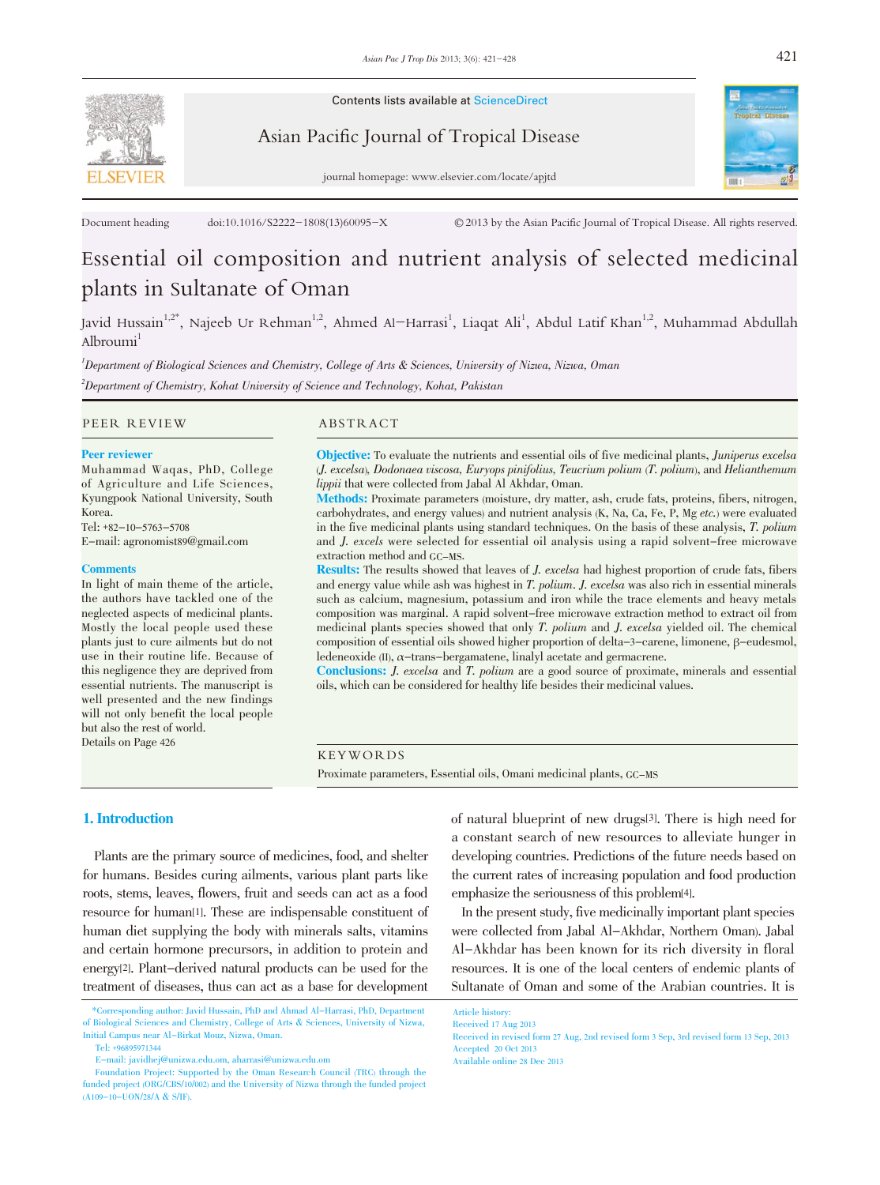Contents lists available at ScienceDirect

Asian Pacific Journal of Tropical Disease

journal homepage: www.elsevier.com/locate/apjtd

Document heading doi:10.1016/S2222-1808(13)60095-X © 2013 by the Asian Pacific Journal of Tropical Disease. All rights reserved.

# Essential oil composition and nutrient analysis of selected medicinal plants in Sultanate of Oman

Javid Hussain[1,2*], Najeeb Ur Rehman[1,2], Ahmed Al-Harrasi[1], Liaqat Ali[1], Abdul Latif Khan[1,2], Muhammad Abdullah Albroumi[1]

[1]Department of Biological Sciences and Chemistry, College of Arts & Sciences, University of Nizwa, Nizwa, Oman

[2]Department of Chemistry, Kohat University of Science and Technology, Kohat, Pakistan

## PEER REVIEW

**Peer reviewer**

Muhammad Waqas, PhD, College of Agriculture and Life Sciences, Kyungpook National University, South Korea.

Tel: +82-10-5763-5708

E-mail: agronomist89@gmail.com

**Comments**

In light of main theme of the article, the authors have tackled one of the neglected aspects of medicinal plants. Mostly the local people used these plants just to cure ailments but do not use in their routine life. Because of this negligence they are deprived from essential nutrients. The manuscript is well presented and the new findings will not only benefit the local people but also the rest of world.

Details on Page 426

## ABSTRACT

**Objective:** To evaluate the nutrients and essential oils of five medicinal plants, *Juniperus excelsa* (*J. excelsa*), *Dodonaea viscosa*, *Euryops pinifolius*, *Teucrium polium* (*T. polium*), and *Helianthemum lippii* that were collected from Jabal Al Akhdar, Oman.

**Methods:** Proximate parameters (moisture, dry matter, ash, crude fats, proteins, fibers, nitrogen, carbohydrates, and energy values) and nutrient analysis (K, Na, Ca, Fe, P, Mg *etc.*) were evaluated in the five medicinal plants using standard techniques. On the basis of these analysis, *T. polium* and *J. excels* were selected for essential oil analysis using a rapid solvent-free microwave extraction method and GC-MS.

**Results:** The results showed that leaves of *J. excelsa* had highest proportion of crude fats, fibers and energy value while ash was highest in *T. polium*. *J. excelsa* was also rich in essential minerals such as calcium, magnesium, potassium and iron while the trace elements and heavy metals composition was marginal. A rapid solvent-free microwave extraction method to extract oil from medicinal plants species showed that only *T. polium* and *J. excelsa* yielded oil. The chemical composition of essential oils showed higher proportion of delta-3-carene, limonene, β-eudesmol, ledeneoxide (II), α-trans-bergamatene, linalyl acetate and germacrene.

**Conclusions:** *J. excelsa* and *T. polium* are a good source of proximate, minerals and essential oils, which can be considered for healthy life besides their medicinal values.

**KEYWORDS**

Proximate parameters, Essential oils, Omani medicinal plants, GC-MS

## 1. Introduction

Plants are the primary source of medicines, food, and shelter for humans. Besides curing ailments, various plant parts like roots, stems, leaves, flowers, fruit and seeds can act as a food resource for human[1]. These are indispensable constituent of human diet supplying the body with minerals salts, vitamins and certain hormone precursors, in addition to protein and energy[2]. Plant-derived natural products can be used for the treatment of diseases, thus can act as a base for development of natural blueprint of new drugs[3]. There is high need for a constant search of new resources to alleviate hunger in developing countries. Predictions of the future needs based on the current rates of increasing population and food production emphasize the seriousness of this problem[4].

In the present study, five medicinally important plant species were collected from Jabal Al-Akhdar, Northern Oman). Jabal Al-Akhdar has been known for its rich diversity in floral resources. It is one of the local centers of endemic plants of Sultanate of Oman and some of the Arabian countries. It is

*Corresponding author: Javid Hussain, PhD and Ahmad Al-Harrasi, PhD, Department of Biological Sciences and Chemistry, College of Arts & Sciences, University of Nizwa, Initial Campus near Al-Birkat Mouz, Nizwa, Oman.

Tel: +96895971344

E-mail: javidhej@unizwa.edu.om, aharrasi@unizwa.edu.om

Foundation Project: Supported by the Oman Research Council (TRC) through the funded project (ORG/CBS/10/002) and the University of Nizwa through the funded project (A109-10-UON/28/A & S/IF).

Article history:
Received 17 Aug 2013
Received in revised form 27 Aug, 2nd revised form 3 Sep, 3rd revised form 13 Sep, 2013
Accepted 20 Oct 2013
Available online 28 Dec 2013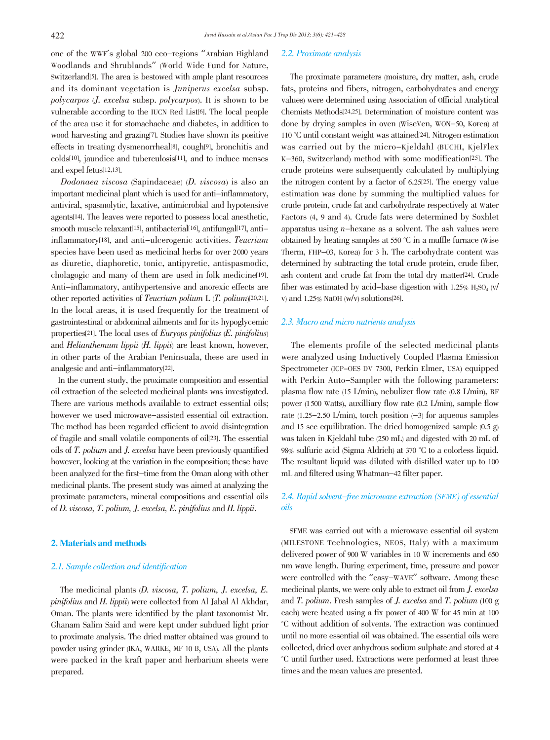one of the WWF's global 200 eco-regions "Arabian Highland Woodlands and Shrublands" (World Wide Fund for Nature, Switzerland[5]. The area is bestowed with ample plant resources and its dominant vegetation is *Juniperus excelsa* subsp. *polycarpos* (*J. excelsa* subsp. *polycarpos*). It is shown to be vulnerable according to the IUCN Red List[6]. The local people of the area use it for stomachache and diabetes, in addition to wood harvesting and grazing[7]. Studies have shown its positive effects in treating dysmenorrheal[8], cough[9], bronchitis and colds[10], jaundice and tuberculosis[11], and to induce menses and expel fetus[12,13].

*Dodonaea viscosa* (Sapindaceae) (*D. viscosa*) is also an important medicinal plant which is used for anti-inflammatory, antiviral, spasmolytic, laxative, antimicrobial and hypotensive agents[14]. The leaves were reported to possess local anesthetic, smooth muscle relaxant[15], antibacterial[16], antifungal[17], anti-inflammatory[18], and anti-ulcerogenic activities. *Teucrium* species have been used as medicinal herbs for over 2000 years as diuretic, diaphoretic, tonic, antipyretic, antispasmodic, cholagogic and many of them are used in folk medicine[19]. Anti-inflammatory, antihypertensive and anorexic effects are other reported activities of *Teucrium polium* L (*T. polium*)[20,21]. In the local areas, it is used frequently for the treatment of gastrointestinal or abdominal ailments and for its hypoglycemic properties[21]. The local uses of *Euryops pinifolius* (*E. pinifolius*) and *Helianthemum lippii* (*H. lippii*) are least known, however, in other parts of the Arabian Peninsuala, these are used in analgesic and anti-inflammatory[22].

In the current study, the proximate composition and essential oil extraction of the selected medicinal plants was investigated. There are various methods available to extract essential oils; however we used microwave-assisted essential oil extraction. The method has been regarded efficient to avoid disintegration of fragile and small volatile components of oil[23]. The essential oils of *T. polium* and *J. excelsa* have been previously quantified however, looking at the variation in the composition; these have been analyzed for the first-time from the Oman along with other medicinal plants. The present study was aimed at analyzing the proximate parameters, mineral compositions and essential oils of *D. viscosa*, *T. polium*, *J. excelsa*, *E. pinifolius* and *H. lippii*.

## 2. Materials and methods

### 2.1. Sample collection and identification

The medicinal plants (*D. viscosa*, *T. polium*, *J. excelsa*, *E. pinifolius* and *H. lippii*) were collected from Al Jabal Al Akhdar, Oman. The plants were identified by the plant taxonomist Mr. Ghanam Salim Said and were kept under subdued light prior to proximate analysis. The dried matter obtained was ground to powder using grinder (IKA, WARKE, MF 10 B, USA). All the plants were packed in the kraft paper and herbarium sheets were prepared.

### 2.2. Proximate analysis

The proximate parameters (moisture, dry matter, ash, crude fats, proteins and fibers, nitrogen, carbohydrates and energy values) were determined using Association of Official Analytical Chemists Methods[24,25]. Determination of moisture content was done by drying samples in oven (WiseVen, WON-50, Korea) at 110 °C until constant weight was attained[24]. Nitrogen estimation was carried out by the micro-Kjeldahl (BUCHI, KjelFlex K-360, Switzerland) method with some modification[25]. The crude proteins were subsequently calculated by multiplying the nitrogen content by a factor of 6.25[25]. The energy value estimation was done by summing the multiplied values for crude protein, crude fat and carbohydrate respectively at Water Factors (4, 9 and 4). Crude fats were determined by Soxhlet apparatus using *n*-hexane as a solvent. The ash values were obtained by heating samples at 550 °C in a muffle furnace (Wise Therm, FHP-03, Korea) for 3 h. The carbohydrate content was determined by subtracting the total crude protein, crude fiber, ash content and crude fat from the total dry matter[24]. Crude fiber was estimated by acid-base digestion with 1.25% $H_2SO_4$ (v/v) and 1.25% NaOH (w/v) solutions[26].

### 2.3. Macro and micro nutrients analysis

The elements profile of the selected medicinal plants were analyzed using Inductively Coupled Plasma Emission Spectrometer (ICP-OES DV 7300, Perkin Elmer, USA) equipped with Perkin Auto-Sampler with the following parameters: plasma flow rate (15 L/min), nebulizer flow rate (0.8 L/min), RF power (1500 Watts), auxilliary flow rate (0.2 L/min), sample flow rate (1.25-2.50 L/min), torch position (-3) for aqueous samples and 15 sec equilibration. The dried homogenized sample (0.5 g) was taken in Kjeldahl tube (250 mL) and digested with 20 mL of 98% sulfuric acid (Sigma Aldrich) at 370 °C to a colorless liquid. The resultant liquid was diluted with distilled water up to 100 mL and filtered using Whatman-42 filter paper.

### 2.4. Rapid solvent-free microwave extraction (SFME) of essential oils

SFME was carried out with a microwave essential oil system (MILESTONE Technologies, NEOS, Italy) with a maximum delivered power of 900 W variables in 10 W increments and 650 nm wave length. During experiment, time, pressure and power were controlled with the "easy-WAVE" software. Among these medicinal plants, we were only able to extract oil from *J. excelsa* and *T. polium*. Fresh samples of *J. excelsa* and *T. polium* (100 g each) were heated using a fix power of 400 W for 45 min at 100 °C without addition of solvents. The extraction was continued until no more essential oil was obtained. The essential oils were collected, dried over anhydrous sodium sulphate and stored at 4 °C until further used. Extractions were performed at least three times and the mean values are presented.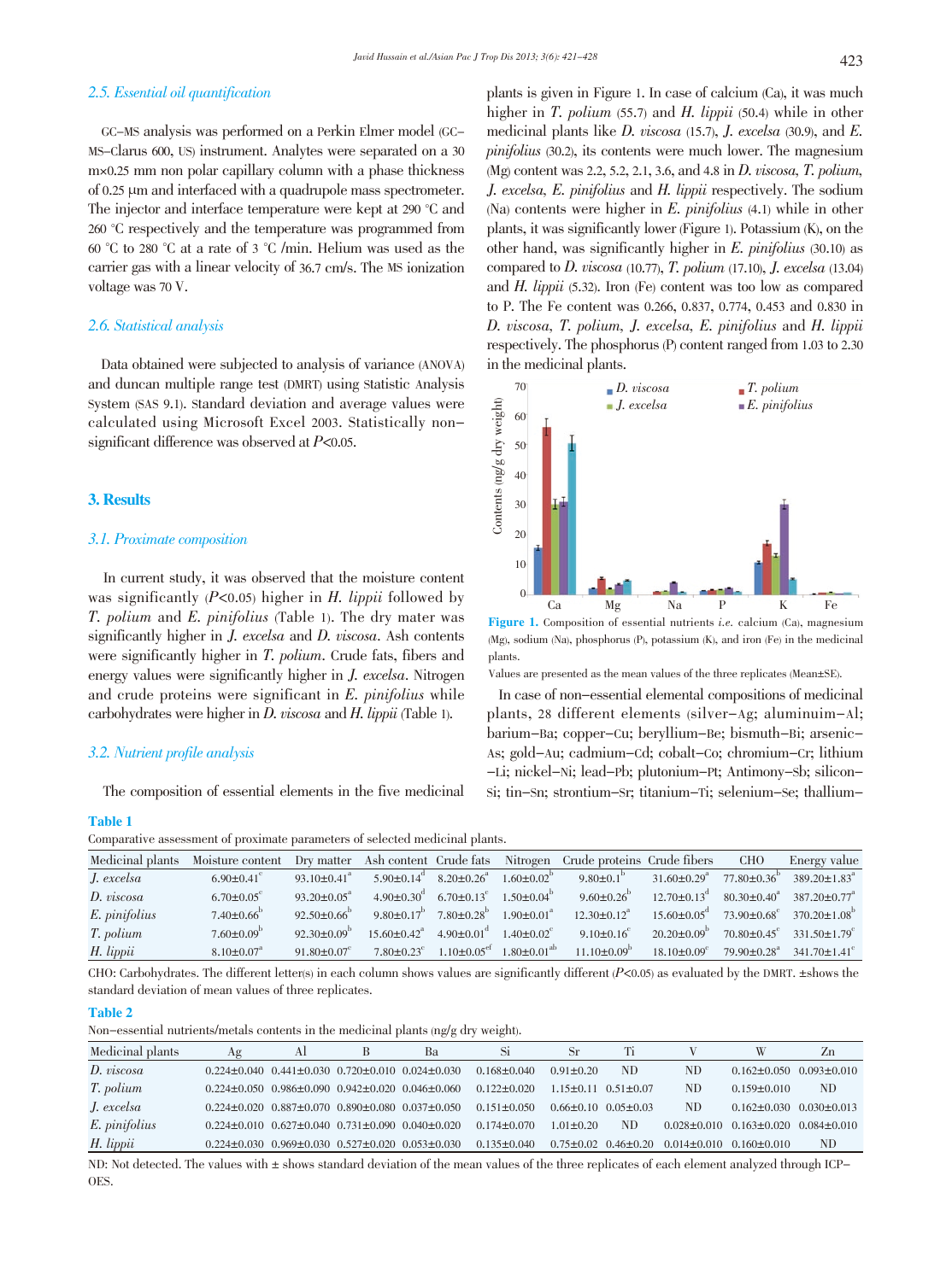### 2.5. Essential oil quantification

GC–MS analysis was performed on a Perkin Elmer model (GC–MS–Clarus 600, US) instrument. Analytes were separated on a 30 m×0.25 mm non polar capillary column with a phase thickness of 0.25 μm and interfaced with a quadrupole mass spectrometer. The injector and interface temperature were kept at 290 °C and 260 °C respectively and the temperature was programmed from 60 °C to 280 °C at a rate of 3 °C /min. Helium was used as the carrier gas with a linear velocity of 36.7 cm/s. The MS ionization voltage was 70 V.

### 2.6. Statistical analysis

Data obtained were subjected to analysis of variance (ANOVA) and duncan multiple range test (DMRT) using Statistic Analysis System (SAS 9.1). Standard deviation and average values were calculated using Microsoft Excel 2003. Statistically non-significant difference was observed at $P<0.05$.

## 3. Results

### 3.1. Proximate composition

In current study, it was observed that the moisture content was significantly ($P<0.05$) higher in *H. lippii* followed by *T. polium* and *E. pinifolius* (Table 1). The dry mater was significantly higher in *J. excelsa* and *D. viscosa*. Ash contents were significantly higher in *T. polium*. Crude fats, fibers and energy values were significantly higher in *J. excelsa*. Nitrogen and crude proteins were significant in *E. pinifolius* while carbohydrates were higher in *D. viscosa* and *H. lippii* (Table 1).

### 3.2. Nutrient profile analysis

The composition of essential elements in the five medicinal plants is given in Figure 1. In case of calcium (Ca), it was much higher in *T. polium* (55.7) and *H. lippii* (50.4) while in other medicinal plants like *D. viscosa* (15.7), *J. excelsa* (30.9), and *E. pinifolius* (30.2), its contents were much lower. The magnesium (Mg) content was 2.2, 5.2, 2.1, 3.6, and 4.8 in *D. viscosa*, *T. polium*, *J. excelsa*, *E. pinifolius* and *H. lippii* respectively. The sodium (Na) contents were higher in *E. pinifolius* (4.1) while in other plants, it was significantly lower (Figure 1). Potassium (K), on the other hand, was significantly higher in *E. pinifolius* (30.10) as compared to *D. viscosa* (10.77), *T. polium* (17.10), *J. excelsa* (13.04) and *H. lippii* (5.32). Iron (Fe) content was too low as compared to P. The Fe content was 0.266, 0.837, 0.774, 0.453 and 0.830 in *D. viscosa*, *T. polium*, *J. excelsa*, *E. pinifolius* and *H. lippii* respectively. The phosphorus (P) content ranged from 1.03 to 2.30 in the medicinal plants.

**Figure 1.** Composition of essential nutrients *i.e.* calcium (Ca), magnesium (Mg), sodium (Na), phosphorus (P), potassium (K), and iron (Fe) in the medicinal plants.

Values are presented as the mean values of the three replicates (Mean±SE).

In case of non-essential elemental compositions of medicinal plants, 28 different elements (silver–Ag; aluminuim–Al; barium–Ba; copper–Cu; beryllium–Be; bismuth–Bi; arsenic–As; gold–Au; cadmium–Cd; cobalt–Co; chromium–Cr; lithium–Li; nickel–Ni; lead–Pb; plutonium–Pt; Antimony–Sb; silicon–Si; tin–Sn; strontium–Sr; titanium–Ti; selenium–Se; thallium–

**Table 1**

Comparative assessment of proximate parameters of selected medicinal plants.

| Medicinal plants | Moisture content | Dry matter | Ash content | Crude fats | Nitrogen | Crude proteins | Crude fibers | CHO | Energy value |
|---|---|---|---|---|---|---|---|---|---|
| *J. excelsa* | 6.90±0.41[c] | 93.10±0.41[a] | 5.90±0.14[d] | 8.20±0.26[a] | 1.60±0.02[b] | 9.80±0.1[b] | 31.60±0.29[a] | 77.80±0.36[b] | 389.20±1.83[a] |
| *D. viscosa* | 6.70±0.05[c] | 93.20±0.05[a] | 4.90±0.30[d] | 6.70±0.13[c] | 1.50±0.04[b] | 9.60±0.26[b] | 12.70±0.13[d] | 80.30±0.40[a] | 387.20±0.77[a] |
| *E. pinifolius* | 7.40±0.66[b] | 92.50±0.66[b] | 9.80±0.17[b] | 7.80±0.28[b] | 1.90±0.01[a] | 12.30±0.12[a] | 15.60±0.05[d] | 73.90±0.68[c] | 370.20±1.08[b] |
| *T. polium* | 7.60±0.09[b] | 92.30±0.09[b] | 15.60±0.42[a] | 4.90±0.01[d] | 1.40±0.02[c] | 9.10±0.16[c] | 20.20±0.09[b] | 70.80±0.45[c] | 331.50±1.79[c] |
| *H. lippii* | 8.10±0.07[a] | 91.80±0.07[c] | 7.80±0.23[c] | 1.10±0.05[ef] | 1.80±0.01[ab] | 11.10±0.09[b] | 18.10±0.09[c] | 79.90±0.28[a] | 341.70±1.41[c] |

CHO: Carbohydrates. The different letter(s) in each column shows values are significantly different ($P<0.05$) as evaluated by the DMRT. ±shows the standard deviation of mean values of three replicates.

**Table 2**

Non-essential nutrients/metals contents in the medicinal plants (ng/g dry weight).

| Medicinal plants | Ag | Al | B | Ba | Si | Sr | Ti | V | W | Zn |
|---|---|---|---|---|---|---|---|---|---|---|
| *D. viscosa* | 0.224±0.040 | 0.441±0.030 | 0.720±0.010 | 0.024±0.030 | 0.168±0.040 | 0.91±0.20 | ND | ND | 0.162±0.050 | 0.093±0.010 |
| *T. polium* | 0.224±0.050 | 0.986±0.090 | 0.942±0.020 | 0.046±0.060 | 0.122±0.020 | 1.15±0.11 | 0.51±0.07 | ND | 0.159±0.010 | ND |
| *J. excelsa* | 0.224±0.020 | 0.887±0.070 | 0.890±0.080 | 0.037±0.050 | 0.151±0.050 | 0.66±0.10 | 0.05±0.03 | ND | 0.162±0.030 | 0.030±0.013 |
| *E. pinifolius* | 0.224±0.010 | 0.627±0.040 | 0.731±0.090 | 0.040±0.020 | 0.174±0.070 | 1.01±0.20 | ND | 0.028±0.010 | 0.163±0.020 | 0.084±0.010 |
| *H. lippii* | 0.224±0.030 | 0.969±0.030 | 0.527±0.020 | 0.053±0.030 | 0.135±0.040 | 0.75±0.02 | 0.46±0.20 | 0.014±0.010 | 0.160±0.010 | ND |

ND: Not detected. The values with ± shows standard deviation of the mean values of the three replicates of each element analyzed through ICP-OES.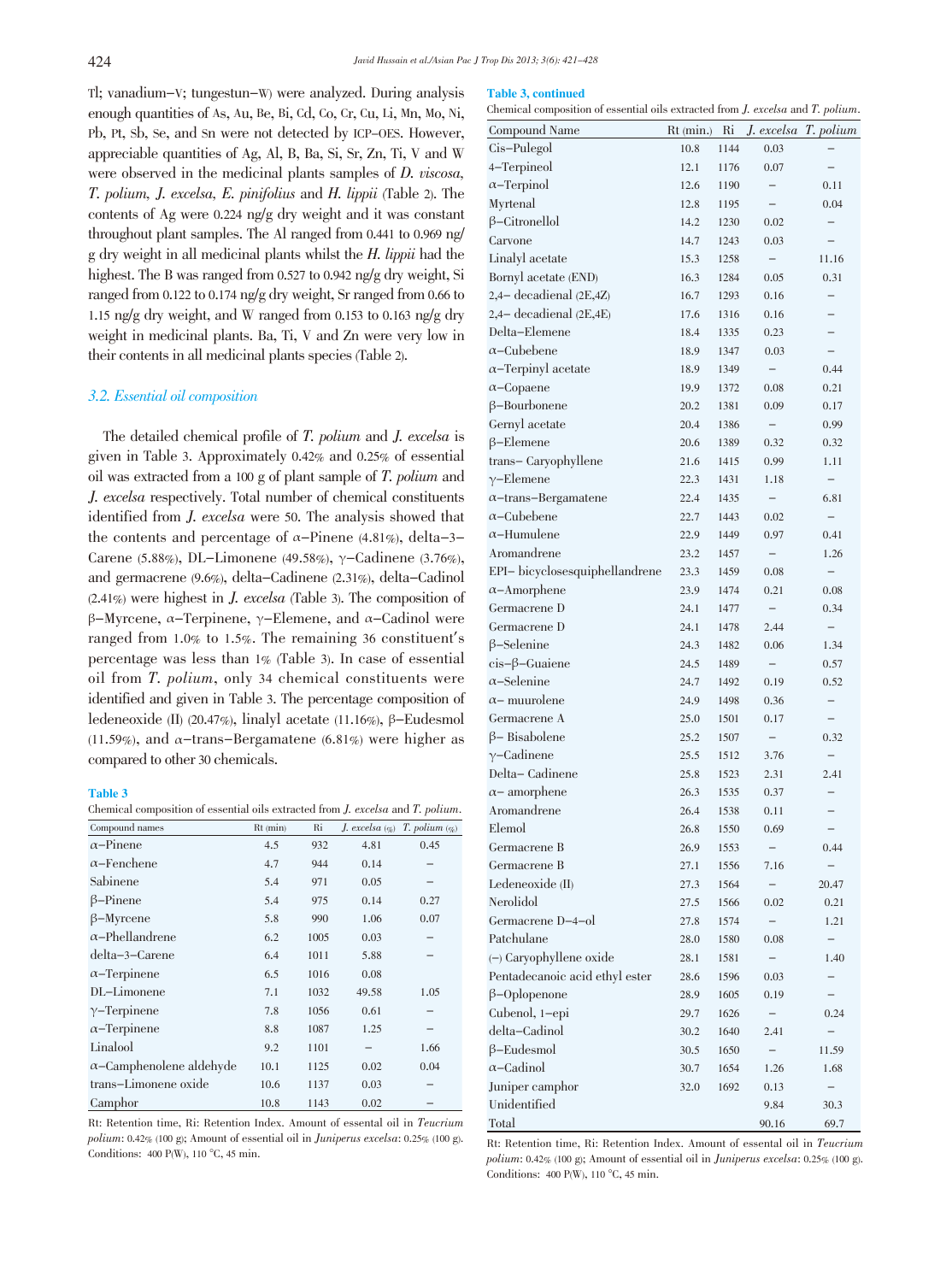Tl; vanadium–V; tungestun–W) were analyzed. During analysis enough quantities of As, Au, Be, Bi, Cd, Co, Cr, Cu, Li, Mn, Mo, Ni, Pb, Pt, Sb, Se, and Sn were not detected by ICP–OES. However, appreciable quantities of Ag, Al, B, Ba, Si, Sr, Zn, Ti, V and W were observed in the medicinal plants samples of *D. viscosa*, *T. polium*, *J. excelsa*, *E. pinifolius* and *H. lippii* (Table 2). The contents of Ag were 0.224 ng/g dry weight and it was constant throughout plant samples. The Al ranged from 0.441 to 0.969 ng/g dry weight in all medicinal plants whilst the *H. lippii* had the highest. The B was ranged from 0.527 to 0.942 ng/g dry weight, Si ranged from 0.122 to 0.174 ng/g dry weight, Sr ranged from 0.66 to 1.15 ng/g dry weight, and W ranged from 0.153 to 0.163 ng/g dry weight in medicinal plants. Ba, Ti, V and Zn were very low in their contents in all medicinal plants species (Table 2).

### 3.2. Essential oil composition

The detailed chemical profile of *T. polium* and *J. excelsa* is given in Table 3. Approximately 0.42% and 0.25% of essential oil was extracted from a 100 g of plant sample of *T. polium* and *J. excelsa* respectively. Total number of chemical constituents identified from *J. excelsa* were 50. The analysis showed that the contents and percentage of α–Pinene (4.81%), delta–3–Carene (5.88%), DL–Limonene (49.58%), γ–Cadinene (3.76%), and germacrene (9.6%), delta–Cadinene (2.31%), delta–Cadinol (2.41%) were highest in *J. excelsa* (Table 3). The composition of β–Myrcene, α–Terpinene, γ–Elemene, and α–Cadinol were ranged from 1.0% to 1.5%. The remaining 36 constituent's percentage was less than 1% (Table 3). In case of essential oil from *T. polium*, only 34 chemical constituents were identified and given in Table 3. The percentage composition of ledeneoxide (II) (20.47%), linalyl acetate (11.16%), β–Eudesmol (11.59%), and α–trans–Bergamatene (6.81%) were higher as compared to other 30 chemicals.

**Table 3**

Chemical composition of essential oils extracted from *J. excelsa* and *T. polium*.

| Compound names | Rt (min) | Ri | *J. excelsa* (%) | *T. polium* (%) |
|---|---|---|---|---|
| α–Pinene | 4.5 | 932 | 4.81 | 0.45 |
| α–Fenchene | 4.7 | 944 | 0.14 | – |
| Sabinene | 5.4 | 971 | 0.05 | – |
| β–Pinene | 5.4 | 975 | 0.14 | 0.27 |
| β–Myrcene | 5.8 | 990 | 1.06 | 0.07 |
| α–Phellandrene | 6.2 | 1005 | 0.03 | – |
| delta–3–Carene | 6.4 | 1011 | 5.88 | – |
| α–Terpinene | 6.5 | 1016 | 0.08 | |
| DL–Limonene | 7.1 | 1032 | 49.58 | 1.05 |
| γ–Terpinene | 7.8 | 1056 | 0.61 | – |
| α–Terpinene | 8.8 | 1087 | 1.25 | – |
| Linalool | 9.2 | 1101 | – | 1.66 |
| α–Camphenolene aldehyde | 10.1 | 1125 | 0.02 | 0.04 |
| trans–Limonene oxide | 10.6 | 1137 | 0.03 | – |
| Camphor | 10.8 | 1143 | 0.02 | – |
| Cis–Pulegol | 10.8 | 1144 | 0.03 | – |
| 4–Terpineol | 12.1 | 1176 | 0.07 | – |
| α–Terpinol | 12.6 | 1190 | – | 0.11 |
| Myrtenal | 12.8 | 1195 | – | 0.04 |
| β–Citronellol | 14.2 | 1230 | 0.02 | – |
| Carvone | 14.7 | 1243 | 0.03 | – |
| Linalyl acetate | 15.3 | 1258 | – | 11.16 |
| Bornyl acetate (END) | 16.3 | 1284 | 0.05 | 0.31 |
| 2,4– decadienal (2E,4Z) | 16.7 | 1293 | 0.16 | – |
| 2,4– decadienal (2E,4E) | 17.6 | 1316 | 0.16 | – |
| Delta–Elemene | 18.4 | 1335 | 0.23 | – |
| α–Cubebene | 18.9 | 1347 | 0.03 | – |
| α–Terpinyl acetate | 18.9 | 1349 | – | 0.44 |
| α–Copaene | 19.9 | 1372 | 0.08 | 0.21 |
| β–Bourbonene | 20.2 | 1381 | 0.09 | 0.17 |
| Gernyl acetate | 20.4 | 1386 | – | 0.99 |
| β–Elemene | 20.6 | 1389 | 0.32 | 0.32 |
| trans– Caryophyllene | 21.6 | 1415 | 0.99 | 1.11 |
| γ–Elemene | 22.3 | 1431 | 1.18 | – |
| α–trans–Bergamatene | 22.4 | 1435 | – | 6.81 |
| α–Cubebene | 22.7 | 1443 | 0.02 | – |
| α–Humulene | 22.9 | 1449 | 0.97 | 0.41 |
| Aromandrene | 23.2 | 1457 | – | 1.26 |
| EPI– bicyclosesquiphellandrene | 23.3 | 1459 | 0.08 | – |
| α–Amorphene | 23.9 | 1474 | 0.21 | 0.08 |
| Germacrene D | 24.1 | 1477 | – | 0.34 |
| Germacrene D | 24.1 | 1478 | 2.44 | – |
| β–Selenine | 24.3 | 1482 | 0.06 | 1.34 |
| cis–β–Guaiene | 24.5 | 1489 | – | 0.57 |
| α–Selenine | 24.7 | 1492 | 0.19 | 0.52 |
| α– muurolene | 24.9 | 1498 | 0.36 | – |
| Germacrene A | 25.0 | 1501 | 0.17 | – |
| β– Bisabolene | 25.2 | 1507 | – | 0.32 |
| γ–Cadinene | 25.5 | 1512 | 3.76 | – |
| Delta– Cadinene | 25.8 | 1523 | 2.31 | 2.41 |
| α– amorphene | 26.3 | 1535 | 0.37 | – |
| Aromandrene | 26.4 | 1538 | 0.11 | – |
| Elemol | 26.8 | 1550 | 0.69 | – |
| Germacrene B | 26.9 | 1553 | – | 0.44 |
| Germacrene B | 27.1 | 1556 | 7.16 | – |
| Ledeneoxide (II) | 27.3 | 1564 | – | 20.47 |
| Nerolidol | 27.5 | 1566 | 0.02 | 0.21 |
| Germacrene D–4–ol | 27.8 | 1574 | – | 1.21 |
| Patchulane | 28.0 | 1580 | 0.08 | – |
| (–) Caryophyllene oxide | 28.1 | 1581 | – | 1.40 |
| Pentadecanoic acid ethyl ester | 28.6 | 1596 | 0.03 | – |
| β–Oplopenone | 28.9 | 1605 | 0.19 | – |
| Cubenol, 1–epi | 29.7 | 1626 | – | 0.24 |
| delta–Cadinol | 30.2 | 1640 | 2.41 | – |
| β–Eudesmol | 30.5 | 1650 | – | 11.59 |
| α–Cadinol | 30.7 | 1654 | 1.26 | 1.68 |
| Juniper camphor | 32.0 | 1692 | 0.13 | – |
| Unidentified | | | 9.84 | 30.3 |
| Total | | | 90.16 | 69.7 |

Rt: Retention time, Ri: Retention Index. Amount of essental oil in *Teucrium polium*: 0.42% (100 g); Amount of essential oil in *Juniperus excelsa*: 0.25% (100 g). Conditions: 400 P(W), 110 °C, 45 min.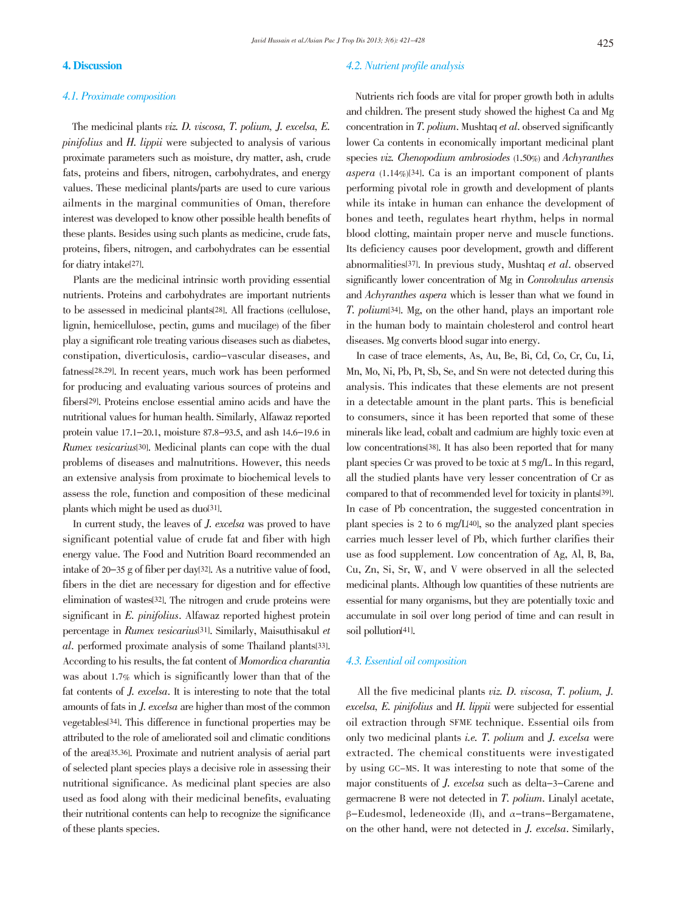## 4. Discussion

### 4.1. Proximate composition

The medicinal plants *viz. D. viscosa, T. polium, J. excelsa, E. pinifolius* and *H. lippii* were subjected to analysis of various proximate parameters such as moisture, dry matter, ash, crude fats, proteins and fibers, nitrogen, carbohydrates, and energy values. These medicinal plants/parts are used to cure various ailments in the marginal communities of Oman, therefore interest was developed to know other possible health benefits of these plants. Besides using such plants as medicine, crude fats, proteins, fibers, nitrogen, and carbohydrates can be essential for diatry intake[27].

Plants are the medicinal intrinsic worth providing essential nutrients. Proteins and carbohydrates are important nutrients to be assessed in medicinal plants[28]. All fractions (cellulose, lignin, hemicellulose, pectin, gums and mucilage) of the fiber play a significant role treating various diseases such as diabetes, constipation, diverticulosis, cardio-vascular diseases, and fatness[28,29]. In recent years, much work has been performed for producing and evaluating various sources of proteins and fibers[29]. Proteins enclose essential amino acids and have the nutritional values for human health. Similarly, Alfawaz reported protein value 17.1–20.1, moisture 87.8–93.5, and ash 14.6–19.6 in *Rumex vesicarius*[30]. Medicinal plants can cope with the dual problems of diseases and malnutritions. However, this needs an extensive analysis from proximate to biochemical levels to assess the role, function and composition of these medicinal plants which might be used as duo[31].

In current study, the leaves of *J. excelsa* was proved to have significant potential value of crude fat and fiber with high energy value. The Food and Nutrition Board recommended an intake of 20–35 g of fiber per day[32]. As a nutritive value of food, fibers in the diet are necessary for digestion and for effective elimination of wastes[32]. The nitrogen and crude proteins were significant in *E. pinifolius*. Alfawaz reported highest protein percentage in *Rumex vesicarius*[31]. Similarly, Maisuthisakul *et al*. performed proximate analysis of some Thailand plants[33]. According to his results, the fat content of *Momordica charantia* was about 1.7% which is significantly lower than that of the fat contents of *J. excelsa*. It is interesting to note that the total amounts of fats in *J. excelsa* are higher than most of the common vegetables[34]. This difference in functional properties may be attributed to the role of ameliorated soil and climatic conditions of the area[35,36]. Proximate and nutrient analysis of aerial part of selected plant species plays a decisive role in assessing their nutritional significance. As medicinal plant species are also used as food along with their medicinal benefits, evaluating their nutritional contents can help to recognize the significance of these plants species.

### 4.2. Nutrient profile analysis

Nutrients rich foods are vital for proper growth both in adults and children. The present study showed the highest Ca and Mg concentration in *T. polium*. Mushtaq *et al*. observed significantly lower Ca contents in economically important medicinal plant species *viz. Chenopodium ambrosiodes* (1.50%) and *Achyranthes aspera* (1.14%)[34]. Ca is an important component of plants performing pivotal role in growth and development of plants while its intake in human can enhance the development of bones and teeth, regulates heart rhythm, helps in normal blood clotting, maintain proper nerve and muscle functions. Its deficiency causes poor development, growth and different abnormalities[37]. In previous study, Mushtaq *et al*. observed significantly lower concentration of Mg in *Convolvulus arvensis* and *Achyranthes aspera* which is lesser than what we found in *T. polium*[34]. Mg, on the other hand, plays an important role in the human body to maintain cholesterol and control heart diseases. Mg converts blood sugar into energy.

In case of trace elements, As, Au, Be, Bi, Cd, Co, Cr, Cu, Li, Mn, Mo, Ni, Pb, Pt, Sb, Se, and Sn were not detected during this analysis. This indicates that these elements are not present in a detectable amount in the plant parts. This is beneficial to consumers, since it has been reported that some of these minerals like lead, cobalt and cadmium are highly toxic even at low concentrations[38]. It has also been reported that for many plant species Cr was proved to be toxic at 5 mg/L. In this regard, all the studied plants have very lesser concentration of Cr as compared to that of recommended level for toxicity in plants[39]. In case of Pb concentration, the suggested concentration in plant species is 2 to 6 mg/L[40], so the analyzed plant species carries much lesser level of Pb, which further clarifies their use as food supplement. Low concentration of Ag, Al, B, Ba, Cu, Zn, Si, Sr, W, and V were observed in all the selected medicinal plants. Although low quantities of these nutrients are essential for many organisms, but they are potentially toxic and accumulate in soil over long period of time and can result in soil pollution[41].

### 4.3. Essential oil composition

All the five medicinal plants *viz. D. viscosa, T. polium, J. excelsa, E. pinifolius* and *H. lippii* were subjected for essential oil extraction through SFME technique. Essential oils from only two medicinal plants *i.e. T. polium* and *J. excelsa* were extracted. The chemical constituents were investigated by using GC-MS. It was interesting to note that some of the major constituents of *J. excelsa* such as delta-3-Carene and germacrene B were not detected in *T. polium*. Linalyl acetate, β-Eudesmol, ledeneoxide (II), and α-trans-Bergamatene, on the other hand, were not detected in *J. excelsa*. Similarly,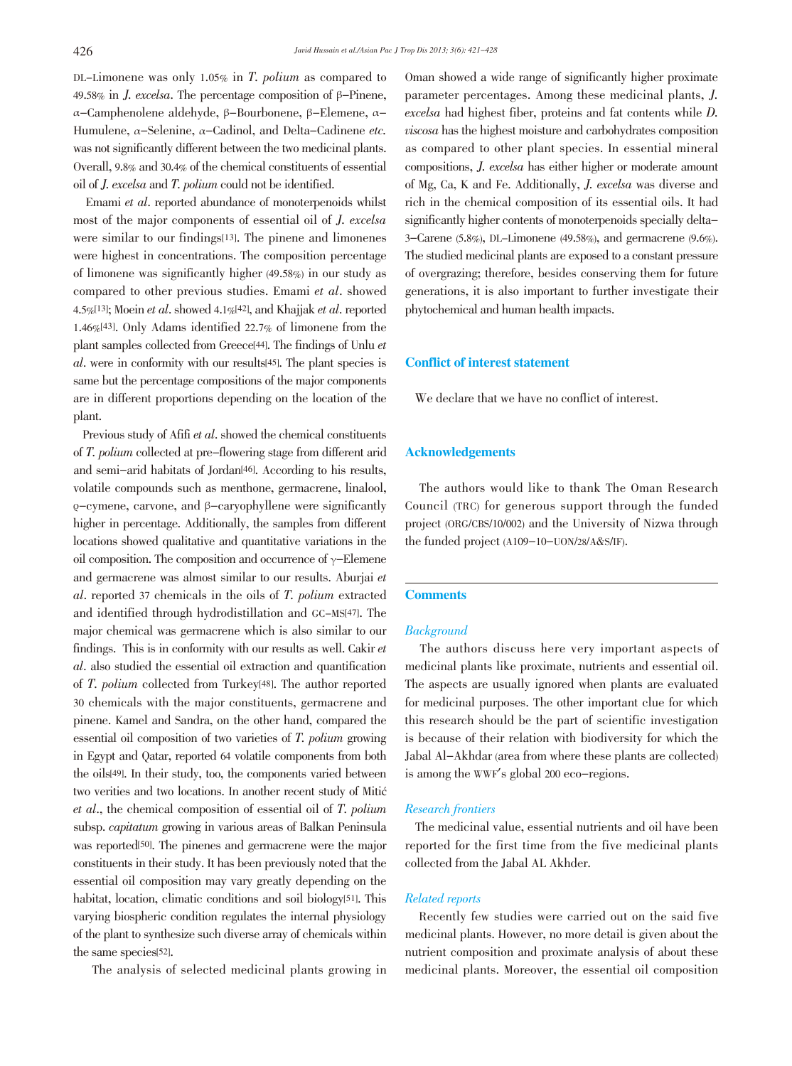DL-Limonene was only 1.05% in *T. polium* as compared to 49.58% in *J. excelsa*. The percentage composition of β-Pinene, α-Camphenolene aldehyde, β-Bourbonene, β-Elemene, α-Humulene, α-Selenine, α-Cadinol, and Delta-Cadinene *etc.* was not significantly different between the two medicinal plants. Overall, 9.8% and 30.4% of the chemical constituents of essential oil of *J. excelsa* and *T. polium* could not be identified.

Emami *et al*. reported abundance of monoterpenoids whilst most of the major components of essential oil of *J. excelsa* were similar to our findings[13]. The pinene and limonenes were highest in concentrations. The composition percentage of limonene was significantly higher (49.58%) in our study as compared to other previous studies. Emami *et al*. showed 4.5%[13]; Moein *et al*. showed 4.1%[42], and Khajjak *et al*. reported 1.46%[43]. Only Adams identified 22.7% of limonene from the plant samples collected from Greece[44]. The findings of Unlu *et al*. were in conformity with our results[45]. The plant species is same but the percentage compositions of the major components are in different proportions depending on the location of the plant.

Previous study of Afifi *et al*. showed the chemical constituents of *T. polium* collected at pre-flowering stage from different arid and semi-arid habitats of Jordan[46]. According to his results, volatile compounds such as menthone, germacrene, linalool, ϱ-cymene, carvone, and β-caryophyllene were significantly higher in percentage. Additionally, the samples from different locations showed qualitative and quantitative variations in the oil composition. The composition and occurrence of γ-Elemene and germacrene was almost similar to our results. Aburjai *et al*. reported 37 chemicals in the oils of *T. polium* extracted and identified through hydrodistillation and GC-MS[47]. The major chemical was germacrene which is also similar to our findings. This is in conformity with our results as well. Cakir *et al*. also studied the essential oil extraction and quantification of *T. polium* collected from Turkey[48]. The author reported 30 chemicals with the major constituents, germacrene and pinene. Kamel and Sandra, on the other hand, compared the essential oil composition of two varieties of *T. polium* growing in Egypt and Qatar, reported 64 volatile components from both the oils[49]. In their study, too, the components varied between two verities and two locations. In another recent study of Mitić *et al*., the chemical composition of essential oil of *T. polium* subsp. *capitatum* growing in various areas of Balkan Peninsula was reported[50]. The pinenes and germacrene were the major constituents in their study. It has been previously noted that the essential oil composition may vary greatly depending on the habitat, location, climatic conditions and soil biology[51]. This varying biospheric condition regulates the internal physiology of the plant to synthesize such diverse array of chemicals within the same species[52].

The analysis of selected medicinal plants growing in Oman showed a wide range of significantly higher proximate parameter percentages. Among these medicinal plants, *J. excelsa* had highest fiber, proteins and fat contents while *D. viscosa* has the highest moisture and carbohydrates composition as compared to other plant species. In essential mineral compositions, *J. excelsa* has either higher or moderate amount of Mg, Ca, K and Fe. Additionally, *J. excelsa* was diverse and rich in the chemical composition of its essential oils. It had significantly higher contents of monoterpenoids specially delta-3-Carene (5.8%), DL-Limonene (49.58%), and germacrene (9.6%). The studied medicinal plants are exposed to a constant pressure of overgrazing; therefore, besides conserving them for future generations, it is also important to further investigate their phytochemical and human health impacts.

## Conflict of interest statement

We declare that we have no conflict of interest.

## Acknowledgements

The authors would like to thank The Oman Research Council (TRC) for generous support through the funded project (ORG/CBS/10/002) and the University of Nizwa through the funded project (A109-10-UON/28/A&S/IF).

## Comments

### *Background*

The authors discuss here very important aspects of medicinal plants like proximate, nutrients and essential oil. The aspects are usually ignored when plants are evaluated for medicinal purposes. The other important clue for which this research should be the part of scientific investigation is because of their relation with biodiversity for which the Jabal Al-Akhdar (area from where these plants are collected) is among the WWF's global 200 eco-regions.

### *Research frontiers*

The medicinal value, essential nutrients and oil have been reported for the first time from the five medicinal plants collected from the Jabal AL Akhder.

### *Related reports*

Recently few studies were carried out on the said five medicinal plants. However, no more detail is given about the nutrient composition and proximate analysis of about these medicinal plants. Moreover, the essential oil composition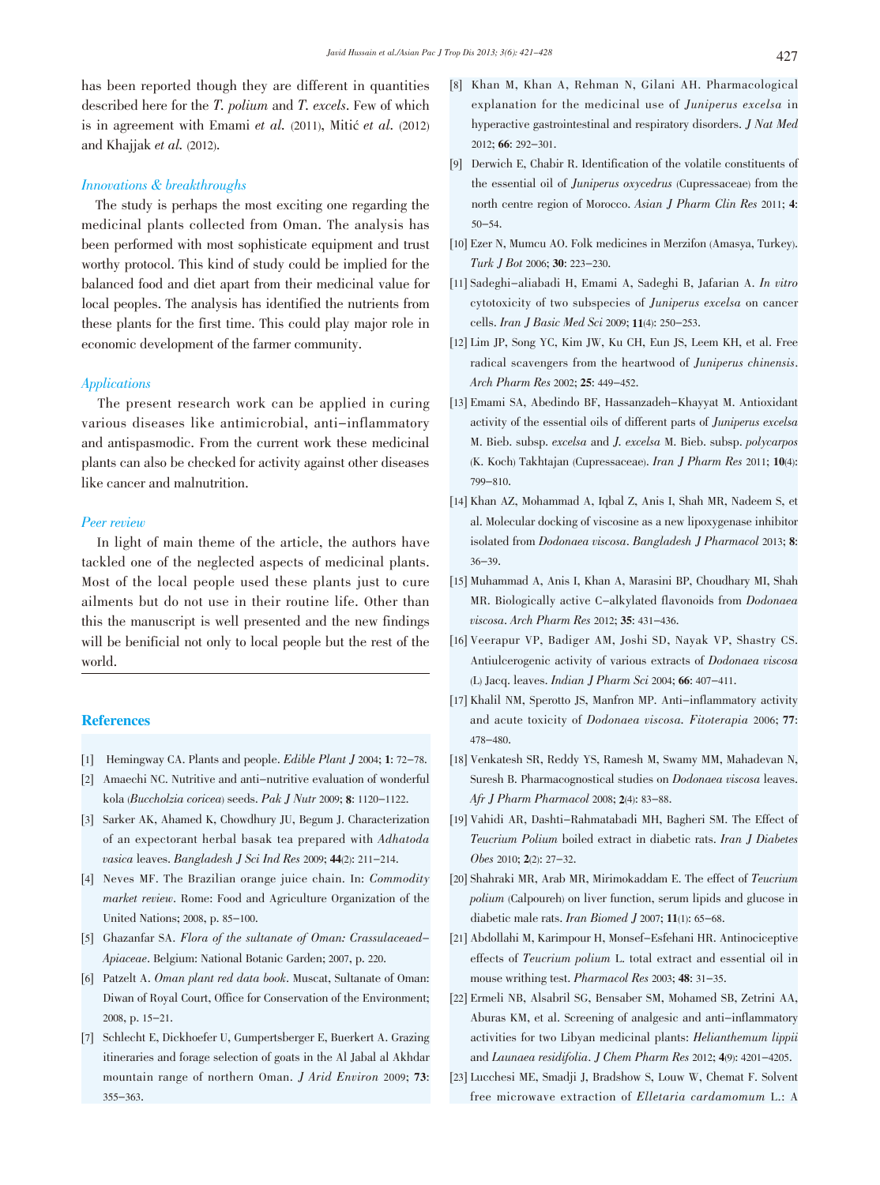has been reported though they are different in quantities described here for the *T. polium* and *T. excels*. Few of which is in agreement with Emami *et al.* (2011), Mitić *et al.* (2012) and Khajjak *et al.* (2012).

### *Innovations & breakthroughs*

The study is perhaps the most exciting one regarding the medicinal plants collected from Oman. The analysis has been performed with most sophisticate equipment and trust worthy protocol. This kind of study could be implied for the balanced food and diet apart from their medicinal value for local peoples. The analysis has identified the nutrients from these plants for the first time. This could play major role in economic development of the farmer community.

### *Applications*

The present research work can be applied in curing various diseases like antimicrobial, anti-inflammatory and antispasmodic. From the current work these medicinal plants can also be checked for activity against other diseases like cancer and malnutrition.

### *Peer review*

In light of main theme of the article, the authors have tackled one of the neglected aspects of medicinal plants. Most of the local people used these plants just to cure ailments but do not use in their routine life. Other than this the manuscript is well presented and the new findings will be benificial not only to local people but the rest of the world.

## References

[1] Hemingway CA. Plants and people. *Edible Plant J* 2004; **1**: 72-78.

[2] Amaechi NC. Nutritive and anti-nutritive evaluation of wonderful kola (*Buccholzia coricea*) seeds. *Pak J Nutr* 2009; **8**: 1120-1122.

[3] Sarker AK, Ahamed K, Chowdhury JU, Begum J. Characterization of an expectorant herbal basak tea prepared with *Adhatoda vasica* leaves. *Bangladesh J Sci Ind Res* 2009; **44**(2): 211-214.

[4] Neves MF. The Brazilian orange juice chain. In: *Commodity market review*. Rome: Food and Agriculture Organization of the United Nations; 2008, p. 85-100.

[5] Ghazanfar SA. *Flora of the sultanate of Oman: Crassulaceaed-Apiaceae*. Belgium: National Botanic Garden; 2007, p. 220.

[6] Patzelt A. *Oman plant red data book*. Muscat, Sultanate of Oman: Diwan of Royal Court, Office for Conservation of the Environment; 2008, p. 15-21.

[7] Schlecht E, Dickhoefer U, Gumpertsberger E, Buerkert A. Grazing itineraries and forage selection of goats in the Al Jabal al Akhdar mountain range of northern Oman. *J Arid Environ* 2009; **73**: 355-363.

[8] Khan M, Khan A, Rehman N, Gilani AH. Pharmacological explanation for the medicinal use of *Juniperus excelsa* in hyperactive gastrointestinal and respiratory disorders. *J Nat Med* 2012; **66**: 292-301.

[9] Derwich E, Chabir R. Identification of the volatile constituents of the essential oil of *Juniperus oxycedrus* (Cupressaceae) from the north centre region of Morocco. *Asian J Pharm Clin Res* 2011; **4**: 50-54.

[10] Ezer N, Mumcu AO. Folk medicines in Merzifon (Amasya, Turkey). *Turk J Bot* 2006; **30**: 223-230.

[11] Sadeghi-aliabadi H, Emami A, Sadeghi B, Jafarian A. *In vitro* cytotoxicity of two subspecies of *Juniperus excelsa* on cancer cells. *Iran J Basic Med Sci* 2009; **11**(4): 250-253.

[12] Lim JP, Song YC, Kim JW, Ku CH, Eun JS, Leem KH, et al. Free radical scavengers from the heartwood of *Juniperus chinensis*. *Arch Pharm Res* 2002; **25**: 449-452.

[13] Emami SA, Abedindo BF, Hassanzadeh-Khayyat M. Antioxidant activity of the essential oils of different parts of *Juniperus excelsa* M. Bieb. subsp. *excelsa* and *J. excelsa* M. Bieb. subsp. *polycarpos* (K. Koch) Takhtajan (Cupressaceae). *Iran J Pharm Res* 2011; **10**(4): 799-810.

[14] Khan AZ, Mohammad A, Iqbal Z, Anis I, Shah MR, Nadeem S, et al. Molecular docking of viscosine as a new lipoxygenase inhibitor isolated from *Dodonaea viscosa*. *Bangladesh J Pharmacol* 2013; **8**: 36-39.

[15] Muhammad A, Anis I, Khan A, Marasini BP, Choudhary MI, Shah MR. Biologically active C-alkylated flavonoids from *Dodonaea viscosa*. *Arch Pharm Res* 2012; **35**: 431-436.

[16] Veerapur VP, Badiger AM, Joshi SD, Nayak VP, Shastry CS. Antiulcerogenic activity of various extracts of *Dodonaea viscosa* (L) Jacq. leaves. *Indian J Pharm Sci* 2004; **66**: 407-411.

[17] Khalil NM, Sperotto JS, Manfron MP. Anti-inflammatory activity and acute toxicity of *Dodonaea viscosa*. *Fitoterapia* 2006; **77**: 478-480.

[18] Venkatesh SR, Reddy YS, Ramesh M, Swamy MM, Mahadevan N, Suresh B. Pharmacognostical studies on *Dodonaea viscosa* leaves. *Afr J Pharm Pharmacol* 2008; **2**(4): 83-88.

[19] Vahidi AR, Dashti-Rahmatabadi MH, Bagheri SM. The Effect of *Teucrium Polium* boiled extract in diabetic rats. *Iran J Diabetes Obes* 2010; **2**(2): 27-32.

[20] Shahraki MR, Arab MR, Mirimokaddam E. The effect of *Teucrium polium* (Calpoureh) on liver function, serum lipids and glucose in diabetic male rats. *Iran Biomed J* 2007; **11**(1): 65-68.

[21] Abdollahi M, Karimpour H, Monsef-Esfehani HR. Antinociceptive effects of *Teucrium polium* L. total extract and essential oil in mouse writhing test. *Pharmacol Res* 2003; **48**: 31-35.

[22] Ermeli NB, Alsabril SG, Bensaber SM, Mohamed SB, Zetrini AA, Aburas KM, et al. Screening of analgesic and anti-inflammatory activities for two Libyan medicinal plants: *Helianthemum lippii* and *Launaea residifolia*. *J Chem Pharm Res* 2012; **4**(9): 4201-4205.

[23] Lucchesi ME, Smadji J, Bradshow S, Louw W, Chemat F. Solvent free microwave extraction of *Elletaria cardamomum* L.: A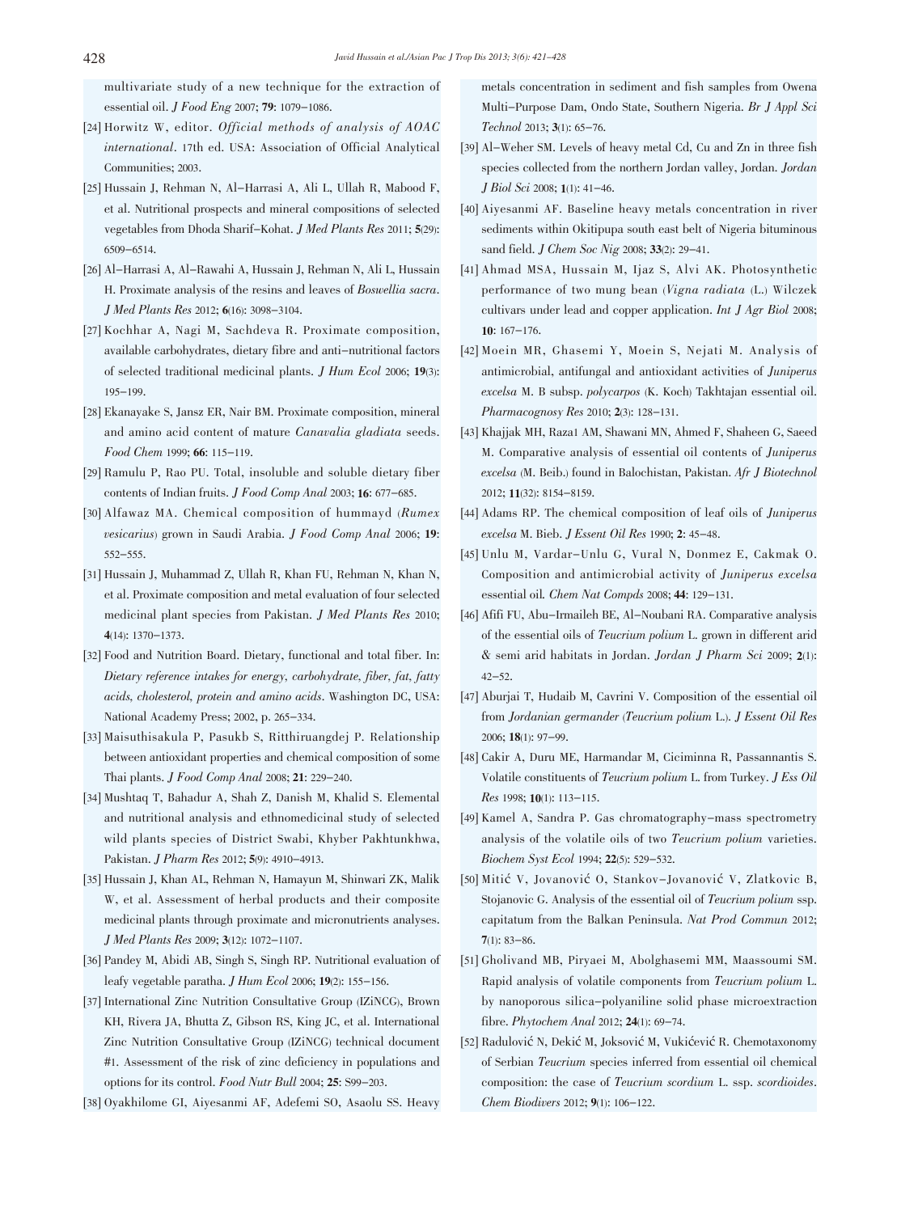multivariate study of a new technique for the extraction of essential oil. *J Food Eng* 2007; **79**: 1079–1086.

[24] Horwitz W, editor. *Official methods of analysis of AOAC international*. 17th ed. USA: Association of Official Analytical Communities; 2003.

[25] Hussain J, Rehman N, Al–Harrasi A, Ali L, Ullah R, Mabood F, et al. Nutritional prospects and mineral compositions of selected vegetables from Dhoda Sharif–Kohat. *J Med Plants Res* 2011; **5**(29): 6509–6514.

[26] Al–Harrasi A, Al–Rawahi A, Hussain J, Rehman N, Ali L, Hussain H. Proximate analysis of the resins and leaves of *Boswellia sacra*. *J Med Plants Res* 2012; **6**(16): 3098–3104.

[27] Kochhar A, Nagi M, Sachdeva R. Proximate composition, available carbohydrates, dietary fibre and anti–nutritional factors of selected traditional medicinal plants. *J Hum Ecol* 2006; **19**(3): 195–199.

[28] Ekanayake S, Jansz ER, Nair BM. Proximate composition, mineral and amino acid content of mature *Canavalia gladiata* seeds. *Food Chem* 1999; **66**: 115–119.

[29] Ramulu P, Rao PU. Total, insoluble and soluble dietary fiber contents of Indian fruits. *J Food Comp Anal* 2003; **16**: 677–685.

[30] Alfawaz MA. Chemical composition of hummayd (*Rumex vesicarius*) grown in Saudi Arabia. *J Food Comp Anal* 2006; **19**: 552–555.

[31] Hussain J, Muhammad Z, Ullah R, Khan FU, Rehman N, Khan N, et al. Proximate composition and metal evaluation of four selected medicinal plant species from Pakistan. *J Med Plants Res* 2010; **4**(14): 1370–1373.

[32] Food and Nutrition Board. Dietary, functional and total fiber. In: *Dietary reference intakes for energy, carbohydrate, fiber, fat, fatty acids, cholesterol, protein and amino acids*. Washington DC, USA: National Academy Press; 2002, p. 265–334.

[33] Maisuthisakula P, Pasukb S, Ritthiruangdej P. Relationship between antioxidant properties and chemical composition of some Thai plants. *J Food Comp Anal* 2008; **21**: 229–240.

[34] Mushtaq T, Bahadur A, Shah Z, Danish M, Khalid S. Elemental and nutritional analysis and ethnomedicinal study of selected wild plants species of District Swabi, Khyber Pakhtunkhwa, Pakistan. *J Pharm Res* 2012; **5**(9): 4910–4913.

[35] Hussain J, Khan AL, Rehman N, Hamayun M, Shinwari ZK, Malik W, et al. Assessment of herbal products and their composite medicinal plants through proximate and micronutrients analyses. *J Med Plants Res* 2009; **3**(12): 1072–1107.

[36] Pandey M, Abidi AB, Singh S, Singh RP. Nutritional evaluation of leafy vegetable paratha. *J Hum Ecol* 2006; **19**(2): 155–156.

[37] International Zinc Nutrition Consultative Group (IZiNCG), Brown KH, Rivera JA, Bhutta Z, Gibson RS, King JC, et al. International Zinc Nutrition Consultative Group (IZiNCG) technical document #1. Assessment of the risk of zinc deficiency in populations and options for its control. *Food Nutr Bull* 2004; **25**: S99–203.

[38] Oyakhilome GI, Aiyesanmi AF, Adefemi SO, Asaolu SS. Heavy metals concentration in sediment and fish samples from Owena Multi–Purpose Dam, Ondo State, Southern Nigeria. *Br J Appl Sci Technol* 2013; **3**(1): 65–76.

[39] Al–Weher SM. Levels of heavy metal Cd, Cu and Zn in three fish species collected from the northern Jordan valley, Jordan. *Jordan J Biol Sci* 2008; **1**(1): 41–46.

[40] Aiyesanmi AF. Baseline heavy metals concentration in river sediments within Okitipupa south east belt of Nigeria bituminous sand field. *J Chem Soc Nig* 2008; **33**(2): 29–41.

[41] Ahmad MSA, Hussain M, Ijaz S, Alvi AK. Photosynthetic performance of two mung bean (*Vigna radiata* (L.) Wilczek cultivars under lead and copper application. *Int J Agr Biol* 2008; **10**: 167–176.

[42] Moein MR, Ghasemi Y, Moein S, Nejati M. Analysis of antimicrobial, antifungal and antioxidant activities of *Juniperus excelsa* M. B subsp. *polycarpos* (K. Koch) Takhtajan essential oil. *Pharmacognosy Res* 2010; **2**(3): 128–131.

[43] Khajjak MH, Raza1 AM, Shawani MN, Ahmed F, Shaheen G, Saeed M. Comparative analysis of essential oil contents of *Juniperus excelsa* (M. Beib.) found in Balochistan, Pakistan. *Afr J Biotechnol* 2012; **11**(32): 8154–8159.

[44] Adams RP. The chemical composition of leaf oils of *Juniperus excelsa* M. Bieb. *J Essent Oil Res* 1990; **2**: 45–48.

[45] Unlu M, Vardar–Unlu G, Vural N, Donmez E, Cakmak O. Composition and antimicrobial activity of *Juniperus excelsa* essential oil. *Chem Nat Compds* 2008; **44**: 129–131.

[46] Afifi FU, Abu–Irmaileh BE, Al–Noubani RA. Comparative analysis of the essential oils of *Teucrium polium* L. grown in different arid & semi arid habitats in Jordan. *Jordan J Pharm Sci* 2009; **2**(1): 42–52.

[47] Aburjai T, Hudaib M, Cavrini V. Composition of the essential oil from *Jordanian germander* (*Teucrium polium* L.). *J Essent Oil Res* 2006; **18**(1): 97–99.

[48] Cakir A, Duru ME, Harmandar M, Ciciminna R, Passannantis S. Volatile constituents of *Teucrium polium* L. from Turkey. *J Ess Oil Res* 1998; **10**(1): 113–115.

[49] Kamel A, Sandra P. Gas chromatography–mass spectrometry analysis of the volatile oils of two *Teucrium polium* varieties. *Biochem Syst Ecol* 1994; **22**(5): 529–532.

[50] Mitić V, Jovanović O, Stankov–Jovanović V, Zlatkovic B, Stojanovic G. Analysis of the essential oil of *Teucrium polium* ssp. capitatum from the Balkan Peninsula. *Nat Prod Commun* 2012; **7**(1): 83–86.

[51] Gholivand MB, Piryaei M, Abolghasemi MM, Maassoumi SM. Rapid analysis of volatile components from *Teucrium polium* L. by nanoporous silica–polyaniline solid phase microextraction fibre. *Phytochem Anal* 2012; **24**(1): 69–74.

[52] Radulović N, Dekić M, Joksović M, Vukićević R. Chemotaxonomy of Serbian *Teucrium* species inferred from essential oil chemical composition: the case of *Teucrium scordium* L. ssp. *scordioides*. *Chem Biodivers* 2012; **9**(1): 106–122.